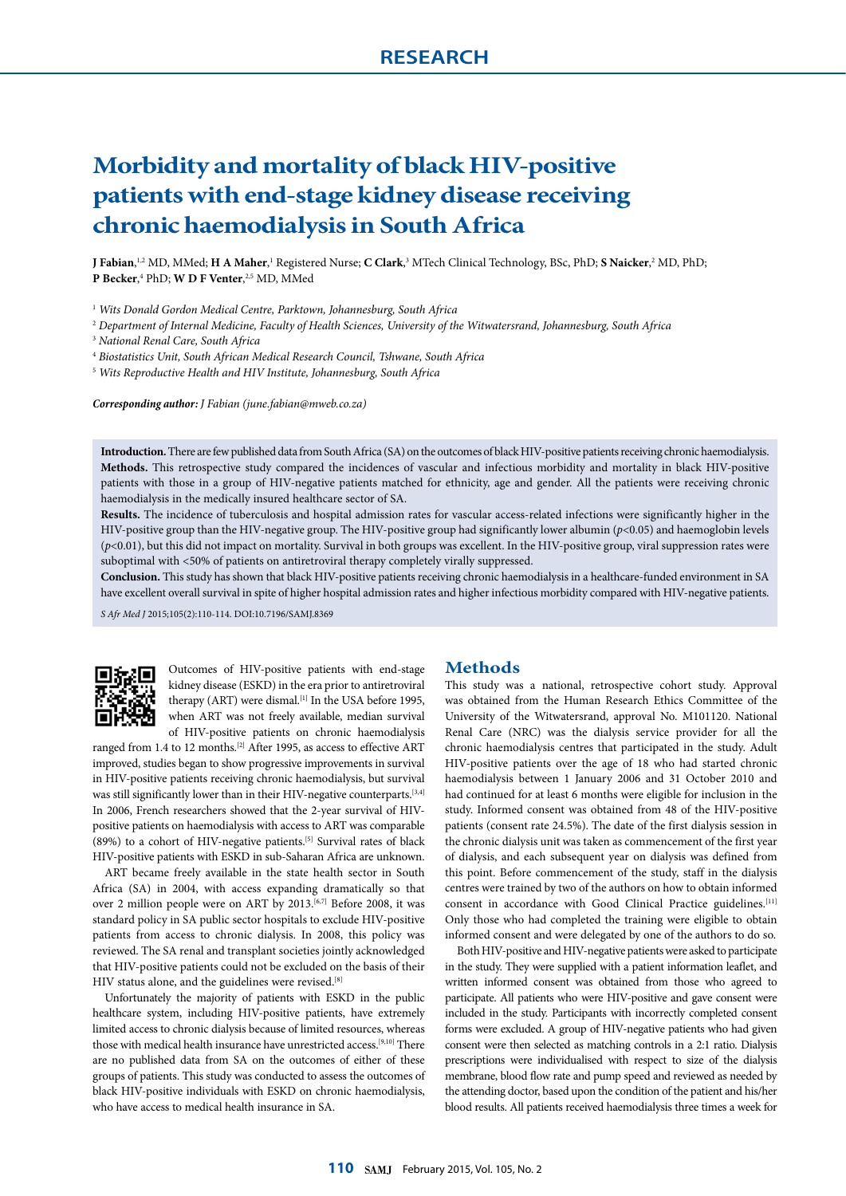RESEARCH

# Morbidity and mortality of black HIV-positive patients with end-stage kidney disease receiving chronic haemodialysis in South Africa

**J Fabian**,[1,2] MD, MMed; **H A Maher**,[1] Registered Nurse; **C Clark**,[3] MTech Clinical Technology, BSc, PhD; **S Naicker**,[2] MD, PhD; **P Becker**,[4] PhD; **W D F Venter**,[2,5] MD, MMed

[1] *Wits Donald Gordon Medical Centre, Parktown, Johannesburg, South Africa*
[2] *Department of Internal Medicine, Faculty of Health Sciences, University of the Witwatersrand, Johannesburg, South Africa*
[3] *National Renal Care, South Africa*
[4] *Biostatistics Unit, South African Medical Research Council, Tshwane, South Africa*
[5] *Wits Reproductive Health and HIV Institute, Johannesburg, South Africa*

***Corresponding author:*** *J Fabian (june.fabian@mweb.co.za)*

**Introduction.** There are few published data from South Africa (SA) on the outcomes of black HIV-positive patients receiving chronic haemodialysis.
**Methods.** This retrospective study compared the incidences of vascular and infectious morbidity and mortality in black HIV-positive patients with those in a group of HIV-negative patients matched for ethnicity, age and gender. All the patients were receiving chronic haemodialysis in the medically insured healthcare sector of SA.
**Results.** The incidence of tuberculosis and hospital admission rates for vascular access-related infections were significantly higher in the HIV-positive group than the HIV-negative group. The HIV-positive group had significantly lower albumin ($p$<0.05) and haemoglobin levels ($p$<0.01), but this did not impact on mortality. Survival in both groups was excellent. In the HIV-positive group, viral suppression rates were suboptimal with <50% of patients on antiretroviral therapy completely virally suppressed.
**Conclusion.** This study has shown that black HIV-positive patients receiving chronic haemodialysis in a healthcare-funded environment in SA have excellent overall survival in spite of higher hospital admission rates and higher infectious morbidity compared with HIV-negative patients.

*S Afr Med J* 2015;105(2):110-114. DOI:10.7196/SAMJ.8369

Outcomes of HIV-positive patients with end-stage kidney disease (ESKD) in the era prior to antiretroviral therapy (ART) were dismal.[1] In the USA before 1995, when ART was not freely available, median survival of HIV-positive patients on chronic haemodialysis ranged from 1.4 to 12 months.[2] After 1995, as access to effective ART improved, studies began to show progressive improvements in survival in HIV-positive patients receiving chronic haemodialysis, but survival was still significantly lower than in their HIV-negative counterparts.[3,4] In 2006, French researchers showed that the 2-year survival of HIV-positive patients on haemodialysis with access to ART was comparable (89%) to a cohort of HIV-negative patients.[5] Survival rates of black HIV-positive patients with ESKD in sub-Saharan Africa are unknown.

ART became freely available in the state health sector in South Africa (SA) in 2004, with access expanding dramatically so that over 2 million people were on ART by 2013.[6,7] Before 2008, it was standard policy in SA public sector hospitals to exclude HIV-positive patients from access to chronic dialysis. In 2008, this policy was reviewed. The SA renal and transplant societies jointly acknowledged that HIV-positive patients could not be excluded on the basis of their HIV status alone, and the guidelines were revised.[8]

Unfortunately the majority of patients with ESKD in the public healthcare system, including HIV-positive patients, have extremely limited access to chronic dialysis because of limited resources, whereas those with medical health insurance have unrestricted access.[9,10] There are no published data from SA on the outcomes of either of these groups of patients. This study was conducted to assess the outcomes of black HIV-positive individuals with ESKD on chronic haemodialysis, who have access to medical health insurance in SA.

## Methods

This study was a national, retrospective cohort study. Approval was obtained from the Human Research Ethics Committee of the University of the Witwatersrand, approval No. M101120. National Renal Care (NRC) was the dialysis service provider for all the chronic haemodialysis centres that participated in the study. Adult HIV-positive patients over the age of 18 who had started chronic haemodialysis between 1 January 2006 and 31 October 2010 and had continued for at least 6 months were eligible for inclusion in the study. Informed consent was obtained from 48 of the HIV-positive patients (consent rate 24.5%). The date of the first dialysis session in the chronic dialysis unit was taken as commencement of the first year of dialysis, and each subsequent year on dialysis was defined from this point. Before commencement of the study, staff in the dialysis centres were trained by two of the authors on how to obtain informed consent in accordance with Good Clinical Practice guidelines.[11] Only those who had completed the training were eligible to obtain informed consent and were delegated by one of the authors to do so.

Both HIV-positive and HIV-negative patients were asked to participate in the study. They were supplied with a patient information leaflet, and written informed consent was obtained from those who agreed to participate. All patients who were HIV-positive and gave consent were included in the study. Participants with incorrectly completed consent forms were excluded. A group of HIV-negative patients who had given consent were then selected as matching controls in a 2:1 ratio. Dialysis prescriptions were individualised with respect to size of the dialysis membrane, blood flow rate and pump speed and reviewed as needed by the attending doctor, based upon the condition of the patient and his/her blood results. All patients received haemodialysis three times a week for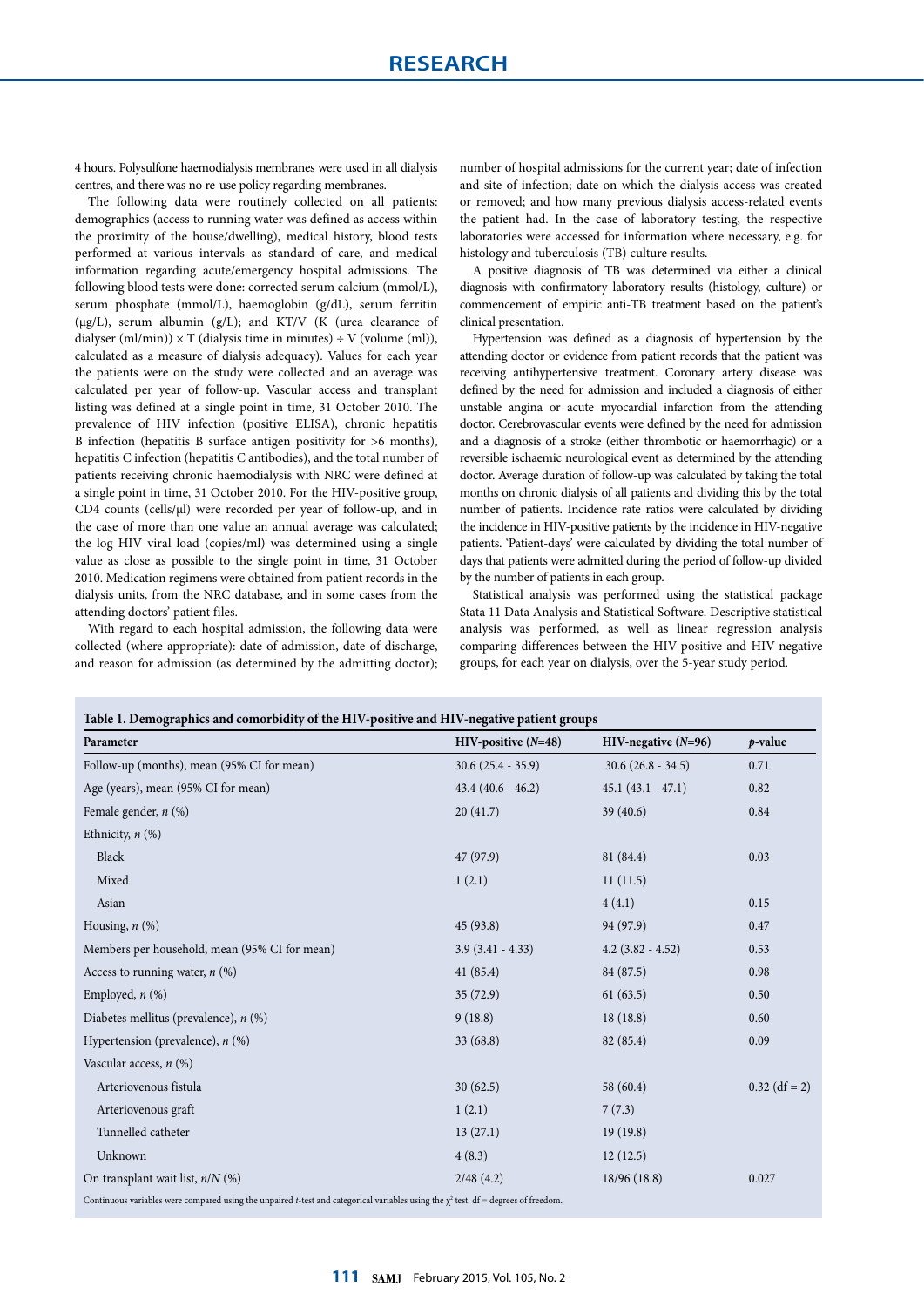4 hours. Polysulfone haemodialysis membranes were used in all dialysis centres, and there was no re-use policy regarding membranes.

The following data were routinely collected on all patients: demographics (access to running water was defined as access within the proximity of the house/dwelling), medical history, blood tests performed at various intervals as standard of care, and medical information regarding acute/emergency hospital admissions. The following blood tests were done: corrected serum calcium (mmol/L), serum phosphate (mmol/L), haemoglobin (g/dL), serum ferritin (μg/L), serum albumin (g/L); and KT/V (K (urea clearance of dialyser (ml/min)) × T (dialysis time in minutes) ÷ V (volume (ml)), calculated as a measure of dialysis adequacy). Values for each year the patients were on the study were collected and an average was calculated per year of follow-up. Vascular access and transplant listing was defined at a single point in time, 31 October 2010. The prevalence of HIV infection (positive ELISA), chronic hepatitis B infection (hepatitis B surface antigen positivity for >6 months), hepatitis C infection (hepatitis C antibodies), and the total number of patients receiving chronic haemodialysis with NRC were defined at a single point in time, 31 October 2010. For the HIV-positive group, CD4 counts (cells/μl) were recorded per year of follow-up, and in the case of more than one value an annual average was calculated; the log HIV viral load (copies/ml) was determined using a single value as close as possible to the single point in time, 31 October 2010. Medication regimens were obtained from patient records in the dialysis units, from the NRC database, and in some cases from the attending doctors' patient files.

With regard to each hospital admission, the following data were collected (where appropriate): date of admission, date of discharge, and reason for admission (as determined by the admitting doctor); number of hospital admissions for the current year; date of infection and site of infection; date on which the dialysis access was created or removed; and how many previous dialysis access-related events the patient had. In the case of laboratory testing, the respective laboratories were accessed for information where necessary, e.g. for histology and tuberculosis (TB) culture results.

A positive diagnosis of TB was determined via either a clinical diagnosis with confirmatory laboratory results (histology, culture) or commencement of empiric anti-TB treatment based on the patient's clinical presentation.

Hypertension was defined as a diagnosis of hypertension by the attending doctor or evidence from patient records that the patient was receiving antihypertensive treatment. Coronary artery disease was defined by the need for admission and included a diagnosis of either unstable angina or acute myocardial infarction from the attending doctor. Cerebrovascular events were defined by the need for admission and a diagnosis of a stroke (either thrombotic or haemorrhagic) or a reversible ischaemic neurological event as determined by the attending doctor. Average duration of follow-up was calculated by taking the total months on chronic dialysis of all patients and dividing this by the total number of patients. Incidence rate ratios were calculated by dividing the incidence in HIV-positive patients by the incidence in HIV-negative patients. 'Patient-days' were calculated by dividing the total number of days that patients were admitted during the period of follow-up divided by the number of patients in each group.

Statistical analysis was performed using the statistical package Stata 11 Data Analysis and Statistical Software. Descriptive statistical analysis was performed, as well as linear regression analysis comparing differences between the HIV-positive and HIV-negative groups, for each year on dialysis, over the 5-year study period.

**Table 1. Demographics and comorbidity of the HIV-positive and HIV-negative patient groups**

| Parameter | HIV-positive (*N*=48) | HIV-negative (*N*=96) | *p*-value |
|---|---|---|---|
| Follow-up (months), mean (95% CI for mean) | 30.6 (25.4 - 35.9) | 30.6 (26.8 - 34.5) | 0.71 |
| Age (years), mean (95% CI for mean) | 43.4 (40.6 - 46.2) | 45.1 (43.1 - 47.1) | 0.82 |
| Female gender, *n* (%) | 20 (41.7) | 39 (40.6) | 0.84 |
| Ethnicity, *n* (%) | | | |
| Black | 47 (97.9) | 81 (84.4) | 0.03 |
| Mixed | 1 (2.1) | 11 (11.5) | |
| Asian | | 4 (4.1) | 0.15 |
| Housing, *n* (%) | 45 (93.8) | 94 (97.9) | 0.47 |
| Members per household, mean (95% CI for mean) | 3.9 (3.41 - 4.33) | 4.2 (3.82 - 4.52) | 0.53 |
| Access to running water, *n* (%) | 41 (85.4) | 84 (87.5) | 0.98 |
| Employed, *n* (%) | 35 (72.9) | 61 (63.5) | 0.50 |
| Diabetes mellitus (prevalence), *n* (%) | 9 (18.8) | 18 (18.8) | 0.60 |
| Hypertension (prevalence), *n* (%) | 33 (68.8) | 82 (85.4) | 0.09 |
| Vascular access, *n* (%) | | | |
| Arteriovenous fistula | 30 (62.5) | 58 (60.4) | 0.32 (df = 2) |
| Arteriovenous graft | 1 (2.1) | 7 (7.3) | |
| Tunnelled catheter | 13 (27.1) | 19 (19.8) | |
| Unknown | 4 (8.3) | 12 (12.5) | |
| On transplant wait list, *n*/*N* (%) | 2/48 (4.2) | 18/96 (18.8) | 0.027 |

Continuous variables were compared using the unpaired *t*-test and categorical variables using the $\chi^2$ test. df = degrees of freedom.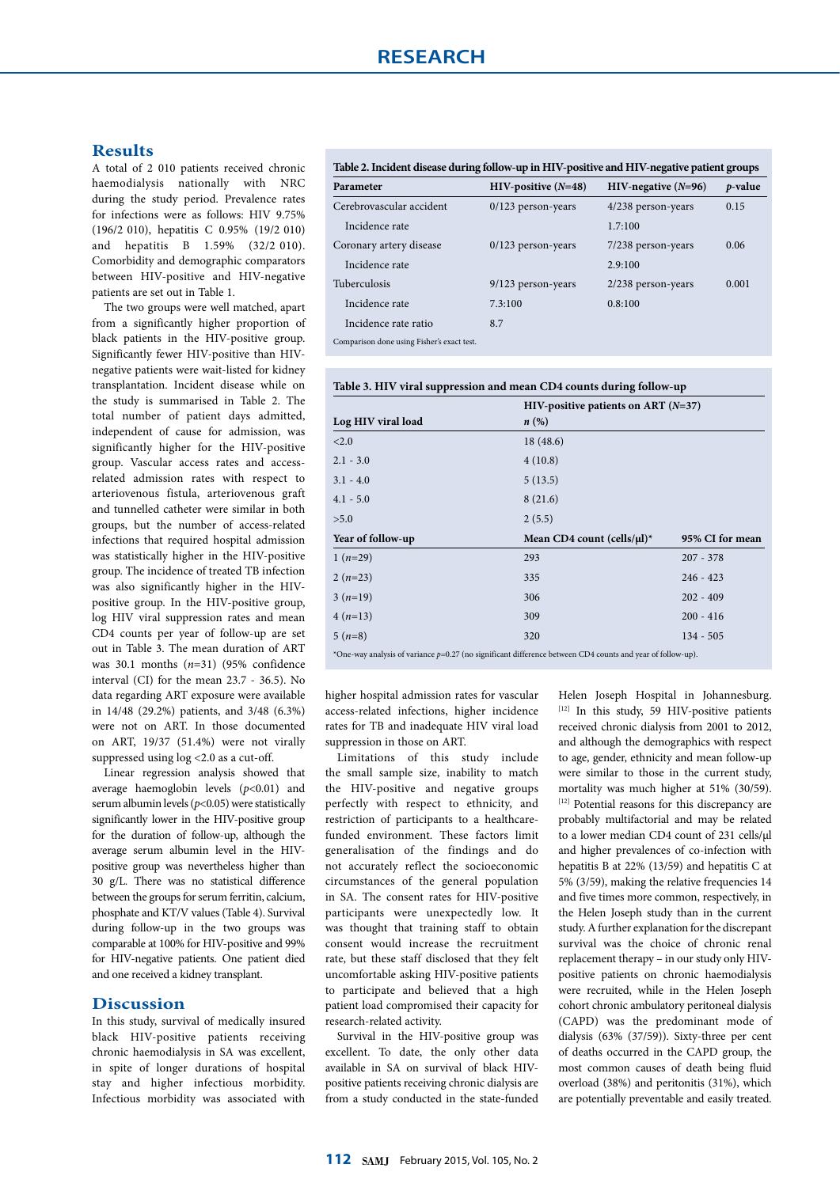## Results

A total of 2 010 patients received chronic haemodialysis nationally with NRC during the study period. Prevalence rates for infections were as follows: HIV 9.75% (196/2 010), hepatitis C 0.95% (19/2 010) and hepatitis B 1.59% (32/2 010). Comorbidity and demographic comparators between HIV-positive and HIV-negative patients are set out in Table 1.

The two groups were well matched, apart from a significantly higher proportion of black patients in the HIV-positive group. Significantly fewer HIV-positive than HIV-negative patients were wait-listed for kidney transplantation. Incident disease while on the study is summarised in Table 2. The total number of patient days admitted, independent of cause for admission, was significantly higher for the HIV-positive group. Vascular access rates and access-related admission rates with respect to arteriovenous fistula, arteriovenous graft and tunnelled catheter were similar in both groups, but the number of access-related infections that required hospital admission was statistically higher in the HIV-positive group. The incidence of treated TB infection was also significantly higher in the HIV-positive group. In the HIV-positive group, log HIV viral suppression rates and mean CD4 counts per year of follow-up are set out in Table 3. The mean duration of ART was 30.1 months ($n$=31) (95% confidence interval (CI) for the mean 23.7 - 36.5). No data regarding ART exposure were available in 14/48 (29.2%) patients, and 3/48 (6.3%) were not on ART. In those documented on ART, 19/37 (51.4%) were not virally suppressed using log <2.0 as a cut-off.

Linear regression analysis showed that average haemoglobin levels ($p$<0.01) and serum albumin levels ($p$<0.05) were statistically significantly lower in the HIV-positive group for the duration of follow-up, although the average serum albumin level in the HIV-positive group was nevertheless higher than 30 g/L. There was no statistical difference between the groups for serum ferritin, calcium, phosphate and KT/V values (Table 4). Survival during follow-up in the two groups was comparable at 100% for HIV-positive and 99% for HIV-negative patients. One patient died and one received a kidney transplant.

**Table 2. Incident disease during follow-up in HIV-positive and HIV-negative patient groups**

| Parameter | HIV-positive ($N$=48) | HIV-negative ($N$=96) | $p$-value |
|---|---|---|---|
| Cerebrovascular accident | 0/123 person-years | 4/238 person-years | 0.15 |
| Incidence rate | | 1.7:100 | |
| Coronary artery disease | 0/123 person-years | 7/238 person-years | 0.06 |
| Incidence rate | | 2.9:100 | |
| Tuberculosis | 9/123 person-years | 2/238 person-years | 0.001 |
| Incidence rate | 7.3:100 | 0.8:100 | |
| Incidence rate ratio | 8.7 | | |

Comparison done using Fisher's exact test.

**Table 3. HIV viral suppression and mean CD4 counts during follow-up**

| Log HIV viral load | HIV-positive patients on ART ($N$=37) $n$ (%) | |
|---|---|---|
| <2.0 | 18 (48.6) | |
| 2.1 - 3.0 | 4 (10.8) | |
| 3.1 - 4.0 | 5 (13.5) | |
| 4.1 - 5.0 | 8 (21.6) | |
| >5.0 | 2 (5.5) | |
| **Year of follow-up** | **Mean CD4 count (cells/µl)*** | **95% CI for mean** |
| 1 ($n$=29) | 293 | 207 - 378 |
| 2 ($n$=23) | 335 | 246 - 423 |
| 3 ($n$=19) | 306 | 202 - 409 |
| 4 ($n$=13) | 309 | 200 - 416 |
| 5 ($n$=8) | 320 | 134 - 505 |

*One-way analysis of variance $p$=0.27 (no significant difference between CD4 counts and year of follow-up).

## Discussion

In this study, survival of medically insured black HIV-positive patients receiving chronic haemodialysis in SA was excellent, in spite of longer durations of hospital stay and higher infectious morbidity. Infectious morbidity was associated with higher hospital admission rates for vascular access-related infections, higher incidence rates for TB and inadequate HIV viral load suppression in those on ART.

Limitations of this study include the small sample size, inability to match the HIV-positive and negative groups perfectly with respect to ethnicity, and restriction of participants to a healthcare-funded environment. These factors limit generalisation of the findings and do not accurately reflect the socioeconomic circumstances of the general population in SA. The consent rates for HIV-positive participants were unexpectedly low. It was thought that training staff to obtain consent would increase the recruitment rate, but these staff disclosed that they felt uncomfortable asking HIV-positive patients to participate and believed that a high patient load compromised their capacity for research-related activity.

Survival in the HIV-positive group was excellent. To date, the only other data available in SA on survival of black HIV-positive patients receiving chronic dialysis are from a study conducted in the state-funded Helen Joseph Hospital in Johannesburg.[12] In this study, 59 HIV-positive patients received chronic dialysis from 2001 to 2012, and although the demographics with respect to age, gender, ethnicity and mean follow-up were similar to those in the current study, mortality was much higher at 51% (30/59).[12] Potential reasons for this discrepancy are probably multifactorial and may be related to a lower median CD4 count of 231 cells/µl and higher prevalences of co-infection with hepatitis B at 22% (13/59) and hepatitis C at 5% (3/59), making the relative frequencies 14 and five times more common, respectively, in the Helen Joseph study than in the current study. A further explanation for the discrepant survival was the choice of chronic renal replacement therapy – in our study only HIV-positive patients on chronic haemodialysis were recruited, while in the Helen Joseph cohort chronic ambulatory peritoneal dialysis (CAPD) was the predominant mode of dialysis (63% (37/59)). Sixty-three per cent of deaths occurred in the CAPD group, the most common causes of death being fluid overload (38%) and peritonitis (31%), which are potentially preventable and easily treated.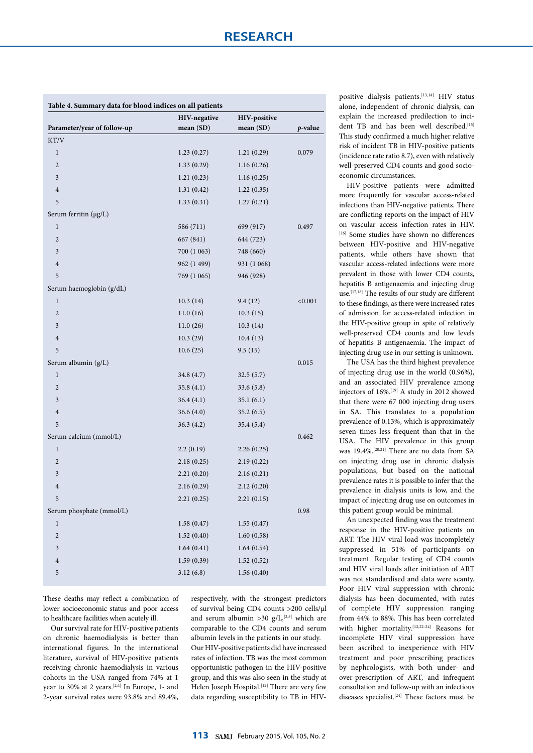**Table 4. Summary data for blood indices on all patients**

| Parameter/year of follow-up | HIV-negative mean (SD) | HIV-positive mean (SD) | *p*-value |
|---|---|---|---|
| KT/V | | | |
| 1 | 1.23 (0.27) | 1.21 (0.29) | 0.079 |
| 2 | 1.33 (0.29) | 1.16 (0.26) | |
| 3 | 1.21 (0.23) | 1.16 (0.25) | |
| 4 | 1.31 (0.42) | 1.22 (0.35) | |
| 5 | 1.33 (0.31) | 1.27 (0.21) | |
| Serum ferritin (µg/L) | | | |
| 1 | 586 (711) | 699 (917) | 0.497 |
| 2 | 667 (841) | 644 (723) | |
| 3 | 700 (1 063) | 748 (660) | |
| 4 | 962 (1 499) | 931 (1 068) | |
| 5 | 769 (1 065) | 946 (928) | |
| Serum haemoglobin (g/dL) | | | |
| 1 | 10.3 (14) | 9.4 (12) | <0.001 |
| 2 | 11.0 (16) | 10.3 (15) | |
| 3 | 11.0 (26) | 10.3 (14) | |
| 4 | 10.3 (29) | 10.4 (13) | |
| 5 | 10.6 (25) | 9.5 (15) | |
| Serum albumin (g/L) | | | 0.015 |
| 1 | 34.8 (4.7) | 32.5 (5.7) | |
| 2 | 35.8 (4.1) | 33.6 (5.8) | |
| 3 | 36.4 (4.1) | 35.1 (6.1) | |
| 4 | 36.6 (4.0) | 35.2 (6.5) | |
| 5 | 36.3 (4.2) | 35.4 (5.4) | |
| Serum calcium (mmol/L) | | | 0.462 |
| 1 | 2.2 (0.19) | 2.26 (0.25) | |
| 2 | 2.18 (0.25) | 2.19 (0.22) | |
| 3 | 2.21 (0.20) | 2.16 (0.21) | |
| 4 | 2.16 (0.29) | 2.12 (0.20) | |
| 5 | 2.21 (0.25) | 2.21 (0.15) | |
| Serum phosphate (mmol/L) | | | 0.98 |
| 1 | 1.58 (0.47) | 1.55 (0.47) | |
| 2 | 1.52 (0.40) | 1.60 (0.58) | |
| 3 | 1.64 (0.41) | 1.64 (0.54) | |
| 4 | 1.59 (0.39) | 1.52 (0.52) | |
| 5 | 3.12 (6.8) | 1.56 (0.40) | |

These deaths may reflect a combination of lower socioeconomic status and poor access to healthcare facilities when acutely ill.

Our survival rate for HIV-positive patients on chronic haemodialysis is better than international figures. In the international literature, survival of HIV-positive patients receiving chronic haemodialysis in various cohorts in the USA ranged from 74% at 1 year to 30% at 2 years.[2,4] In Europe, 1- and 2-year survival rates were 93.8% and 89.4%, respectively, with the strongest predictors of survival being CD4 counts >200 cells/µl and serum albumin >30 g/L,[2,5] which are comparable to the CD4 counts and serum albumin levels in the patients in our study.

Our HIV-positive patients did have increased rates of infection. TB was the most common opportunistic pathogen in the HIV-positive group, and this was also seen in the study at Helen Joseph Hospital.[12] There are very few data regarding susceptibility to TB in HIV-positive dialysis patients.[13,14] HIV status alone, independent of chronic dialysis, can explain the increased predilection to incident TB and has been well described.[15] This study confirmed a much higher relative risk of incident TB in HIV-positive patients (incidence rate ratio 8.7), even with relatively well-preserved CD4 counts and good socioeconomic circumstances.

HIV-positive patients were admitted more frequently for vascular access-related infections than HIV-negative patients. There are conflicting reports on the impact of HIV on vascular access infection rates in HIV.[16] Some studies have shown no differences between HIV-positive and HIV-negative patients, while others have shown that vascular access-related infections were more prevalent in those with lower CD4 counts, hepatitis B antigenaemia and injecting drug use.[17,18] The results of our study are different to these findings, as there were increased rates of admission for access-related infection in the HIV-positive group in spite of relatively well-preserved CD4 counts and low levels of hepatitis B antigenaemia. The impact of injecting drug use in our setting is unknown.

The USA has the third highest prevalence of injecting drug use in the world (0.96%), and an associated HIV prevalence among injectors of 16%.[19] A study in 2012 showed that there were 67 000 injecting drug users in SA. This translates to a population prevalence of 0.13%, which is approximately seven times less frequent than that in the USA. The HIV prevalence in this group was 19.4%.[20,21] There are no data from SA on injecting drug use in chronic dialysis populations, but based on the national prevalence rates it is possible to infer that the prevalence in dialysis units is low, and the impact of injecting drug use on outcomes in this patient group would be minimal.

An unexpected finding was the treatment response in the HIV-positive patients on ART. The HIV viral load was incompletely suppressed in 51% of participants on treatment. Regular testing of CD4 counts and HIV viral loads after initiation of ART was not standardised and data were scanty. Poor HIV viral suppression with chronic dialysis has been documented, with rates of complete HIV suppression ranging from 44% to 88%. This has been correlated with higher mortality.[12,22-24] Reasons for incomplete HIV viral suppression have been ascribed to inexperience with HIV treatment and poor prescribing practices by nephrologists, with both under- and over-prescription of ART, and infrequent consultation and follow-up with an infectious diseases specialist.[24] These factors must be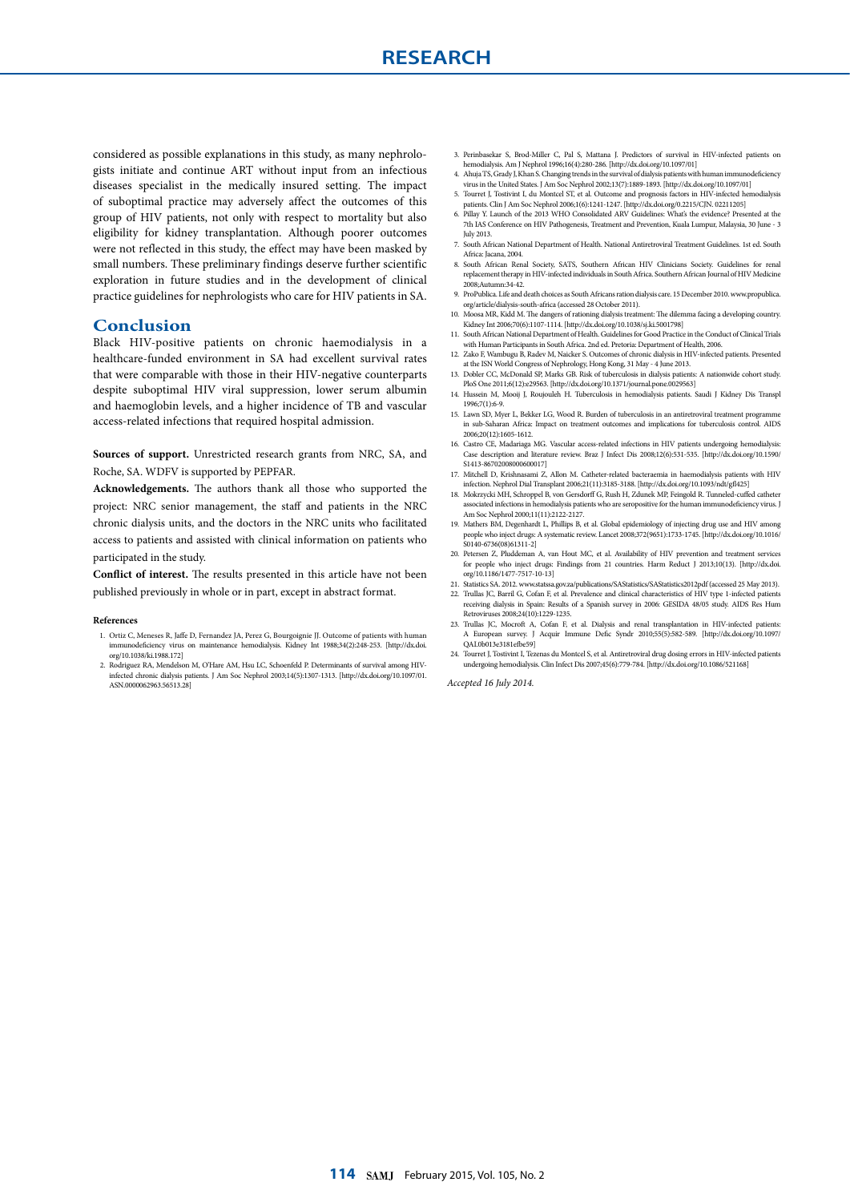considered as possible explanations in this study, as many nephrologists initiate and continue ART without input from an infectious diseases specialist in the medically insured setting. The impact of suboptimal practice may adversely affect the outcomes of this group of HIV patients, not only with respect to mortality but also eligibility for kidney transplantation. Although poorer outcomes were not reflected in this study, the effect may have been masked by small numbers. These preliminary findings deserve further scientific exploration in future studies and in the development of clinical practice guidelines for nephrologists who care for HIV patients in SA.

## Conclusion

Black HIV-positive patients on chronic haemodialysis in a healthcare-funded environment in SA had excellent survival rates that were comparable with those in their HIV-negative counterparts despite suboptimal HIV viral suppression, lower serum albumin and haemoglobin levels, and a higher incidence of TB and vascular access-related infections that required hospital admission.

**Sources of support.** Unrestricted research grants from NRC, SA, and Roche, SA. WDFV is supported by PEPFAR.

**Acknowledgements.** The authors thank all those who supported the project: NRC senior management, the staff and patients in the NRC chronic dialysis units, and the doctors in the NRC units who facilitated access to patients and assisted with clinical information on patients who participated in the study.

**Conflict of interest.** The results presented in this article have not been published previously in whole or in part, except in abstract format.

#### References

1. Ortiz C, Meneses R, Jaffe D, Fernandez JA, Perez G, Bourgoignie JJ. Outcome of patients with human immunodeficiency virus on maintenance hemodialysis. Kidney Int 1988;34(2):248-253. [http://dx.doi.org/10.1038/ki.1988.172]
2. Rodriguez RA, Mendelson M, O'Hare AM, Hsu LC, Schoenfeld P. Determinants of survival among HIV-infected chronic dialysis patients. J Am Soc Nephrol 2003;14(5):1307-1313. [http://dx.doi.org/10.1097/01.ASN.0000062963.56513.28]
3. Perinbasekar S, Brod-Miller C, Pal S, Mattana J. Predictors of survival in HIV-infected patients on hemodialysis. Am J Nephrol 1996;16(4):280-286. [http://dx.doi.org/10.1097/01]
4. Ahuja TS, Grady J, Khan S. Changing trends in the survival of dialysis patients with human immunodeficiency virus in the United States. J Am Soc Nephrol 2002;13(7):1889-1893. [http://dx.doi.org/10.1097/01]
5. Tourret J, Tostivint I, du Montcel ST, et al. Outcome and prognosis factors in HIV-infected hemodialysis patients. Clin J Am Soc Nephrol 2006;1(6):1241-1247. [http://dx.doi.org/0.2215/CJN. 02211205]
6. Pillay Y. Launch of the 2013 WHO Consolidated ARV Guidelines: What's the evidence? Presented at the 7th IAS Conference on HIV Pathogenesis, Treatment and Prevention, Kuala Lumpur, Malaysia, 30 June - 3 July 2013.
7. South African National Department of Health. National Antiretroviral Treatment Guidelines. 1st ed. South Africa: Jacana, 2004.
8. South African Renal Society, SATS, Southern African HIV Clinicians Society. Guidelines for renal replacement therapy in HIV-infected individuals in South Africa. Southern African Journal of HIV Medicine 2008;Autumn:34-42.
9. ProPublica. Life and death choices as South Africans ration dialysis care. 15 December 2010. www.propublica.org/article/dialysis-south-africa (accessed 28 October 2011).
10. Moosa MR, Kidd M. The dangers of rationing dialysis treatment: The dilemma facing a developing country. Kidney Int 2006;70(6):1107-1114. [http://dx.doi.org/10.1038/sj.ki.5001798]
11. South African National Department of Health. Guidelines for Good Practice in the Conduct of Clinical Trials with Human Participants in South Africa. 2nd ed. Pretoria: Department of Health, 2006.
12. Zako F, Wambugu B, Radev M, Naicker S. Outcomes of chronic dialysis in HIV-infected patients. Presented at the ISN World Congress of Nephrology, Hong Kong, 31 May - 4 June 2013.
13. Dobler CC, McDonald SP, Marks GB. Risk of tuberculosis in dialysis patients: A nationwide cohort study. PloS One 2011;6(12):e29563. [http://dx.doi.org/10.1371/journal.pone.0029563]
14. Hussein M, Mooij J, Roujouleh H. Tuberculosis in hemodialysis patients. Saudi J Kidney Dis Transpl 1996;7(1):6-9.
15. Lawn SD, Myer L, Bekker LG, Wood R. Burden of tuberculosis in an antiretroviral treatment programme in sub-Saharan Africa: Impact on treatment outcomes and implications for tuberculosis control. AIDS 2006;20(12):1605-1612.
16. Castro CE, Madariaga MG. Vascular access-related infections in HIV patients undergoing hemodialysis: Case description and literature review. Braz J Infect Dis 2008;12(6):531-535. [http://dx.doi.org/10.1590/S1413-86702008000600017]
17. Mitchell D, Krishnasami Z, Allon M. Catheter-related bacteraemia in haemodialysis patients with HIV infection. Nephrol Dial Transplant 2006;21(11):3185-3188. [http://dx.doi.org/10.1093/ndt/gfl425]
18. Mokrzycki MH, Schroppel B, von Gersdorff G, Rush H, Zdunek MP, Feingold R. Tunneled-cuffed catheter associated infections in hemodialysis patients who are seropositive for the human immunodeficiency virus. J Am Soc Nephrol 2000;11(11):2122-2127.
19. Mathers BM, Degenhardt L, Phillips B, et al. Global epidemiology of injecting drug use and HIV among people who inject drugs: A systematic review. Lancet 2008;372(9651):1733-1745. [http://dx.doi.org/10.1016/S0140-6736(08)61311-2]
20. Petersen Z, Pluddeman A, van Hout MC, et al. Availability of HIV prevention and treatment services for people who inject drugs: Findings from 21 countries. Harm Reduct J 2013;10(13). [http://dx.doi.org/10.1186/1477-7517-10-13]
21. Statistics SA. 2012. www.statssa.gov.za/publications/SAStatistics/SAStatistics2012pdf (accessed 25 May 2013).
22. Trullas JC, Barril G, Cofan F, et al. Prevalence and clinical characteristics of HIV type 1-infected patients receiving dialysis in Spain: Results of a Spanish survey in 2006: GESIDA 48/05 study. AIDS Res Hum Retroviruses 2008;24(10):1229-1235.
23. Trullas JC, Mocroft A, Cofan F, et al. Dialysis and renal transplantation in HIV-infected patients: A European survey. J Acquir Immune Defic Syndr 2010;55(5):582-589. [http://dx.doi.org/10.1097/QAI.0b013e3181efbe59]
24. Tourret J, Tostivint I, Tezenas du Montcel S, et al. Antiretroviral drug dosing errors in HIV-infected patients undergoing hemodialysis. Clin Infect Dis 2007;45(6):779-784. [http://dx.doi.org/10.1086/521168]

*Accepted 16 July 2014.*